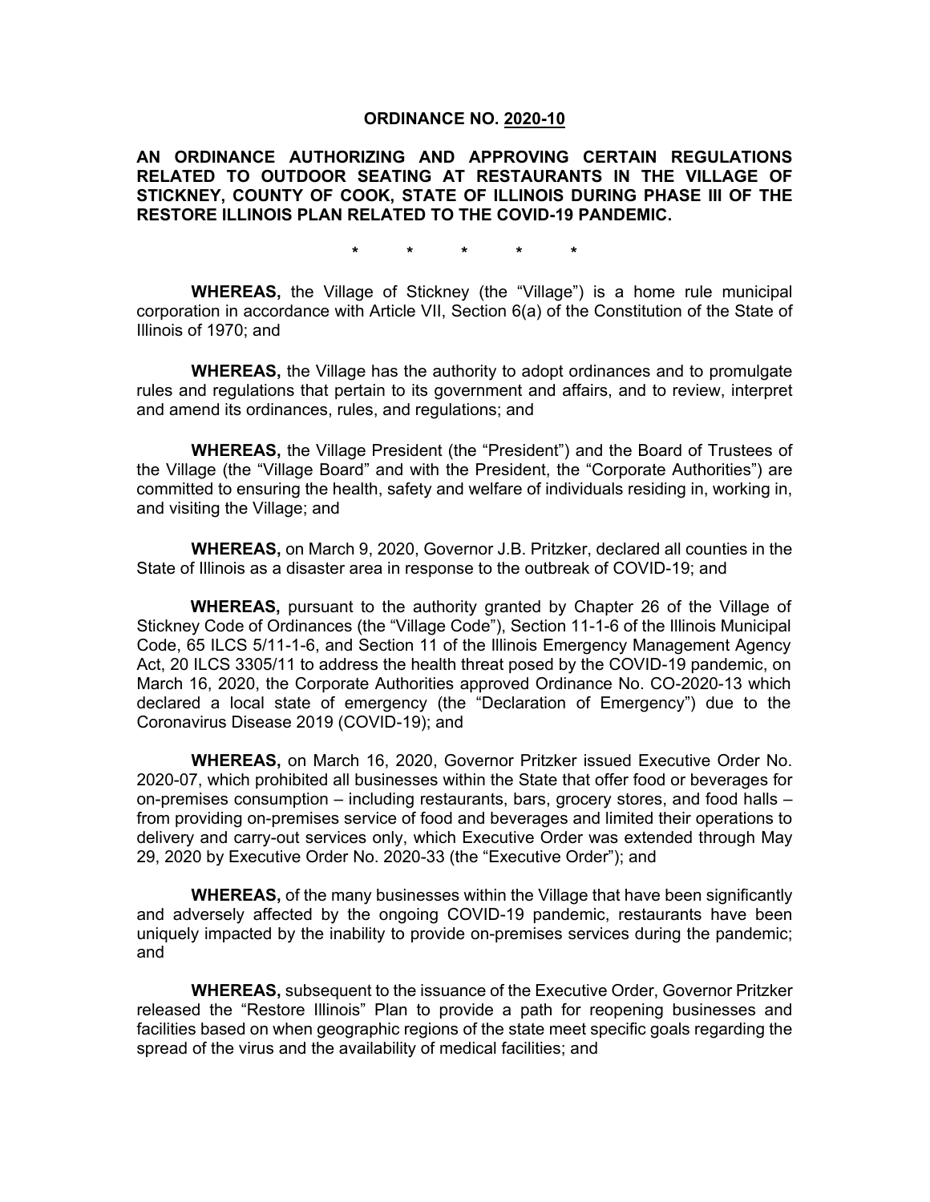# ORDINANCE NO. 2020-10

**AN ORDINANCE AUTHORIZING AND APPROVING CERTAIN REGULATIONS RELATED TO OUTDOOR SEATING AT RESTAURANTS IN THE VILLAGE OF STICKNEY, COUNTY OF COOK, STATE OF ILLINOIS DURING PHASE III OF THE RESTORE ILLINOIS PLAN RELATED TO THE COVID-19 PANDEMIC.**

\* \* \* \* \*

**WHEREAS,** the Village of Stickney (the "Village") is a home rule municipal corporation in accordance with Article VII, Section 6(a) of the Constitution of the State of Illinois of 1970; and

**WHEREAS,** the Village has the authority to adopt ordinances and to promulgate rules and regulations that pertain to its government and affairs, and to review, interpret and amend its ordinances, rules, and regulations; and

**WHEREAS,** the Village President (the "President") and the Board of Trustees of the Village (the "Village Board" and with the President, the "Corporate Authorities") are committed to ensuring the health, safety and welfare of individuals residing in, working in, and visiting the Village; and

**WHEREAS,** on March 9, 2020, Governor J.B. Pritzker, declared all counties in the State of Illinois as a disaster area in response to the outbreak of COVID-19; and

**WHEREAS,** pursuant to the authority granted by Chapter 26 of the Village of Stickney Code of Ordinances (the "Village Code"), Section 11-1-6 of the Illinois Municipal Code, 65 ILCS 5/11-1-6, and Section 11 of the Illinois Emergency Management Agency Act, 20 ILCS 3305/11 to address the health threat posed by the COVID-19 pandemic, on March 16, 2020, the Corporate Authorities approved Ordinance No. CO-2020-13 which declared a local state of emergency (the "Declaration of Emergency") due to the Coronavirus Disease 2019 (COVID-19); and

**WHEREAS,** on March 16, 2020, Governor Pritzker issued Executive Order No. 2020-07, which prohibited all businesses within the State that offer food or beverages for on-premises consumption – including restaurants, bars, grocery stores, and food halls – from providing on-premises service of food and beverages and limited their operations to delivery and carry-out services only, which Executive Order was extended through May 29, 2020 by Executive Order No. 2020-33 (the "Executive Order"); and

**WHEREAS,** of the many businesses within the Village that have been significantly and adversely affected by the ongoing COVID-19 pandemic, restaurants have been uniquely impacted by the inability to provide on-premises services during the pandemic; and

**WHEREAS,** subsequent to the issuance of the Executive Order, Governor Pritzker released the "Restore Illinois" Plan to provide a path for reopening businesses and facilities based on when geographic regions of the state meet specific goals regarding the spread of the virus and the availability of medical facilities; and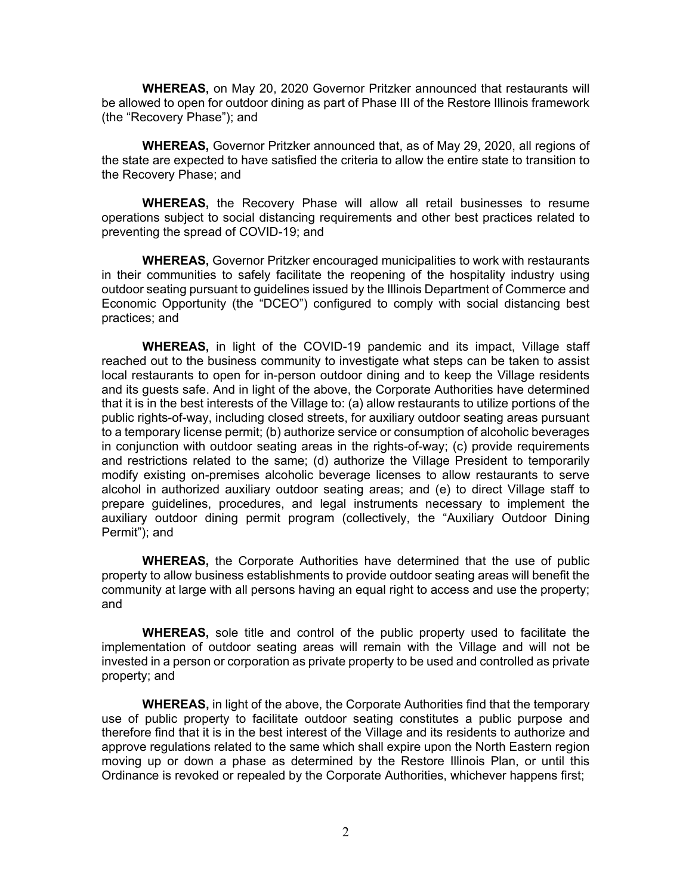**WHEREAS,** on May 20, 2020 Governor Pritzker announced that restaurants will be allowed to open for outdoor dining as part of Phase III of the Restore Illinois framework (the "Recovery Phase"); and

**WHEREAS,** Governor Pritzker announced that, as of May 29, 2020, all regions of the state are expected to have satisfied the criteria to allow the entire state to transition to the Recovery Phase; and

**WHEREAS,** the Recovery Phase will allow all retail businesses to resume operations subject to social distancing requirements and other best practices related to preventing the spread of COVID-19; and

**WHEREAS,** Governor Pritzker encouraged municipalities to work with restaurants in their communities to safely facilitate the reopening of the hospitality industry using outdoor seating pursuant to guidelines issued by the Illinois Department of Commerce and Economic Opportunity (the "DCEO") configured to comply with social distancing best practices; and

**WHEREAS,** in light of the COVID-19 pandemic and its impact, Village staff reached out to the business community to investigate what steps can be taken to assist local restaurants to open for in-person outdoor dining and to keep the Village residents and its guests safe. And in light of the above, the Corporate Authorities have determined that it is in the best interests of the Village to: (a) allow restaurants to utilize portions of the public rights-of-way, including closed streets, for auxiliary outdoor seating areas pursuant to a temporary license permit; (b) authorize service or consumption of alcoholic beverages in conjunction with outdoor seating areas in the rights-of-way; (c) provide requirements and restrictions related to the same; (d) authorize the Village President to temporarily modify existing on-premises alcoholic beverage licenses to allow restaurants to serve alcohol in authorized auxiliary outdoor seating areas; and (e) to direct Village staff to prepare guidelines, procedures, and legal instruments necessary to implement the auxiliary outdoor dining permit program (collectively, the "Auxiliary Outdoor Dining Permit"); and

**WHEREAS,** the Corporate Authorities have determined that the use of public property to allow business establishments to provide outdoor seating areas will benefit the community at large with all persons having an equal right to access and use the property; and

**WHEREAS,** sole title and control of the public property used to facilitate the implementation of outdoor seating areas will remain with the Village and will not be invested in a person or corporation as private property to be used and controlled as private property; and

**WHEREAS,** in light of the above, the Corporate Authorities find that the temporary use of public property to facilitate outdoor seating constitutes a public purpose and therefore find that it is in the best interest of the Village and its residents to authorize and approve regulations related to the same which shall expire upon the North Eastern region moving up or down a phase as determined by the Restore Illinois Plan, or until this Ordinance is revoked or repealed by the Corporate Authorities, whichever happens first;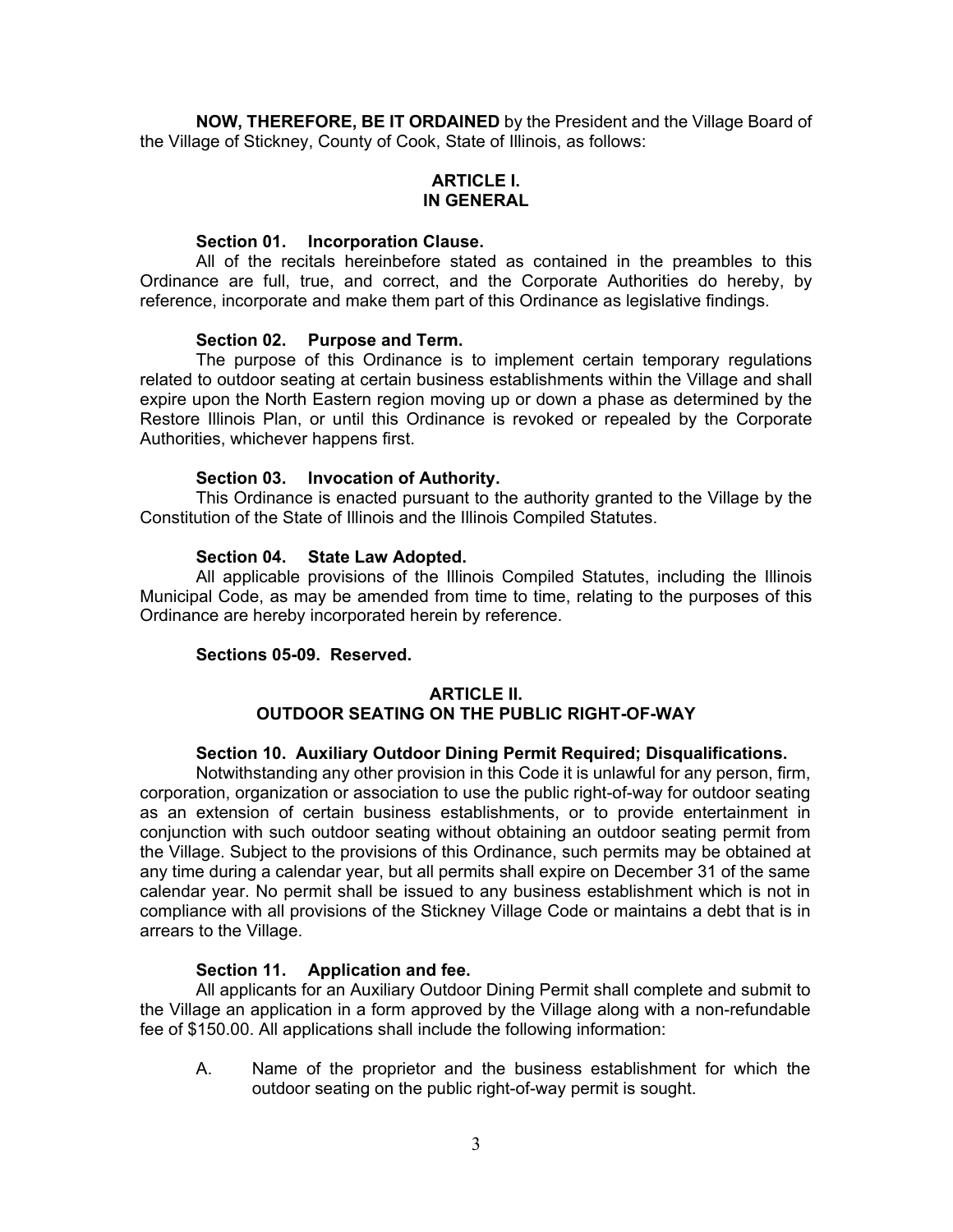**NOW, THEREFORE, BE IT ORDAINED** by the President and the Village Board of the Village of Stickney, County of Cook, State of Illinois, as follows:

## ARTICLE I.
## IN GENERAL

**Section 01. Incorporation Clause.**
All of the recitals hereinbefore stated as contained in the preambles to this Ordinance are full, true, and correct, and the Corporate Authorities do hereby, by reference, incorporate and make them part of this Ordinance as legislative findings.

**Section 02. Purpose and Term.**
The purpose of this Ordinance is to implement certain temporary regulations related to outdoor seating at certain business establishments within the Village and shall expire upon the North Eastern region moving up or down a phase as determined by the Restore Illinois Plan, or until this Ordinance is revoked or repealed by the Corporate Authorities, whichever happens first.

**Section 03. Invocation of Authority.**
This Ordinance is enacted pursuant to the authority granted to the Village by the Constitution of the State of Illinois and the Illinois Compiled Statutes.

**Section 04. State Law Adopted.**
All applicable provisions of the Illinois Compiled Statutes, including the Illinois Municipal Code, as may be amended from time to time, relating to the purposes of this Ordinance are hereby incorporated herein by reference.

**Sections 05-09. Reserved.**

## ARTICLE II.
## OUTDOOR SEATING ON THE PUBLIC RIGHT-OF-WAY

**Section 10. Auxiliary Outdoor Dining Permit Required; Disqualifications.**
Notwithstanding any other provision in this Code it is unlawful for any person, firm, corporation, organization or association to use the public right-of-way for outdoor seating as an extension of certain business establishments, or to provide entertainment in conjunction with such outdoor seating without obtaining an outdoor seating permit from the Village. Subject to the provisions of this Ordinance, such permits may be obtained at any time during a calendar year, but all permits shall expire on December 31 of the same calendar year. No permit shall be issued to any business establishment which is not in compliance with all provisions of the Stickney Village Code or maintains a debt that is in arrears to the Village.

**Section 11. Application and fee.**
All applicants for an Auxiliary Outdoor Dining Permit shall complete and submit to the Village an application in a form approved by the Village along with a non-refundable fee of $150.00. All applications shall include the following information:

A. Name of the proprietor and the business establishment for which the outdoor seating on the public right-of-way permit is sought.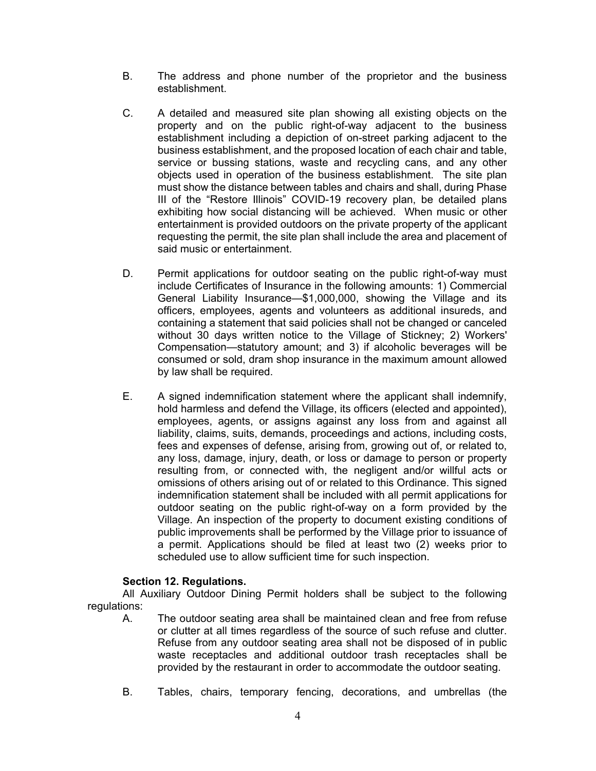B. The address and phone number of the proprietor and the business establishment.

C. A detailed and measured site plan showing all existing objects on the property and on the public right-of-way adjacent to the business establishment including a depiction of on-street parking adjacent to the business establishment, and the proposed location of each chair and table, service or bussing stations, waste and recycling cans, and any other objects used in operation of the business establishment. The site plan must show the distance between tables and chairs and shall, during Phase III of the "Restore Illinois" COVID-19 recovery plan, be detailed plans exhibiting how social distancing will be achieved. When music or other entertainment is provided outdoors on the private property of the applicant requesting the permit, the site plan shall include the area and placement of said music or entertainment.

D. Permit applications for outdoor seating on the public right-of-way must include Certificates of Insurance in the following amounts: 1) Commercial General Liability Insurance—$1,000,000, showing the Village and its officers, employees, agents and volunteers as additional insureds, and containing a statement that said policies shall not be changed or canceled without 30 days written notice to the Village of Stickney; 2) Workers' Compensation—statutory amount; and 3) if alcoholic beverages will be consumed or sold, dram shop insurance in the maximum amount allowed by law shall be required.

E. A signed indemnification statement where the applicant shall indemnify, hold harmless and defend the Village, its officers (elected and appointed), employees, agents, or assigns against any loss from and against all liability, claims, suits, demands, proceedings and actions, including costs, fees and expenses of defense, arising from, growing out of, or related to, any loss, damage, injury, death, or loss or damage to person or property resulting from, or connected with, the negligent and/or willful acts or omissions of others arising out of or related to this Ordinance. This signed indemnification statement shall be included with all permit applications for outdoor seating on the public right-of-way on a form provided by the Village. An inspection of the property to document existing conditions of public improvements shall be performed by the Village prior to issuance of a permit. Applications should be filed at least two (2) weeks prior to scheduled use to allow sufficient time for such inspection.

**Section 12. Regulations.**

All Auxiliary Outdoor Dining Permit holders shall be subject to the following regulations:

A. The outdoor seating area shall be maintained clean and free from refuse or clutter at all times regardless of the source of such refuse and clutter. Refuse from any outdoor seating area shall not be disposed of in public waste receptacles and additional outdoor trash receptacles shall be provided by the restaurant in order to accommodate the outdoor seating.

B. Tables, chairs, temporary fencing, decorations, and umbrellas (the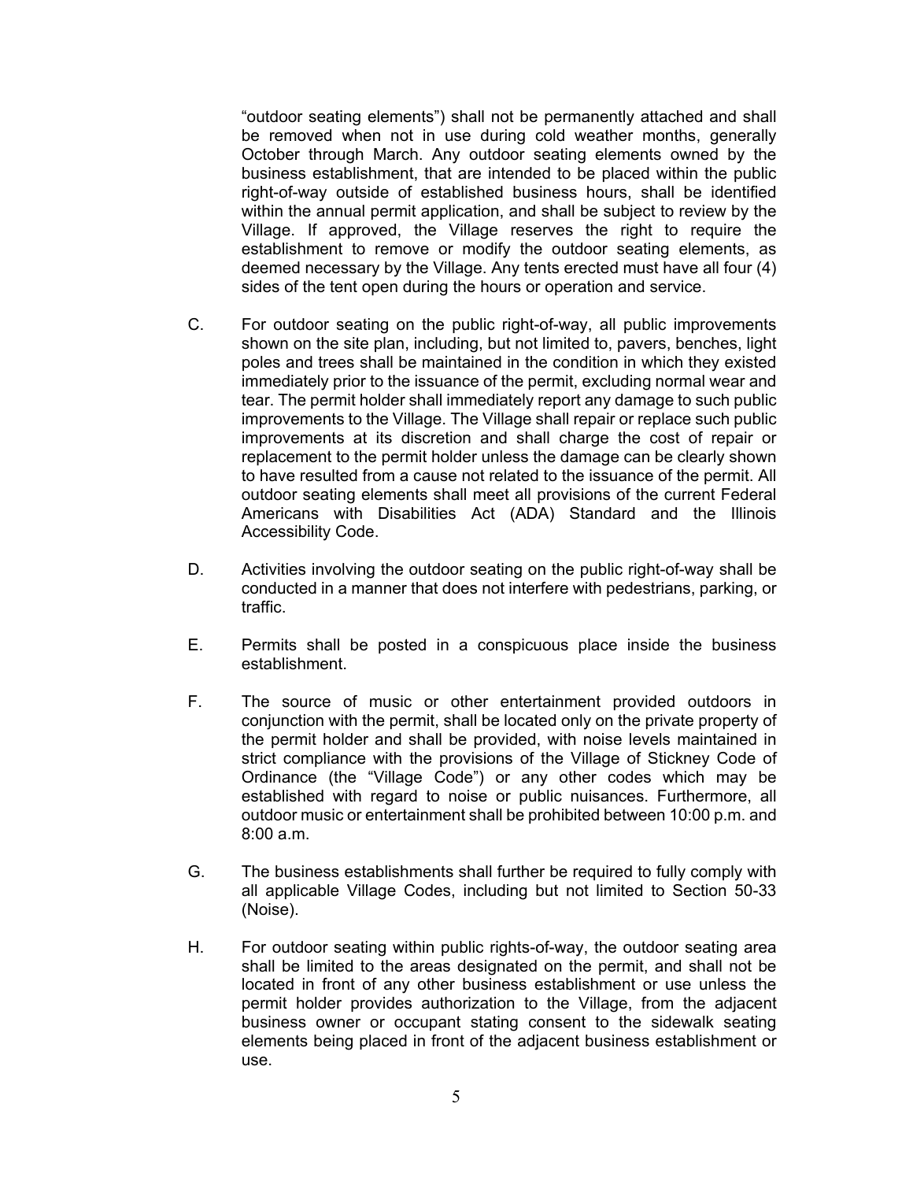"outdoor seating elements") shall not be permanently attached and shall be removed when not in use during cold weather months, generally October through March. Any outdoor seating elements owned by the business establishment, that are intended to be placed within the public right-of-way outside of established business hours, shall be identified within the annual permit application, and shall be subject to review by the Village. If approved, the Village reserves the right to require the establishment to remove or modify the outdoor seating elements, as deemed necessary by the Village. Any tents erected must have all four (4) sides of the tent open during the hours or operation and service.

C. For outdoor seating on the public right-of-way, all public improvements shown on the site plan, including, but not limited to, pavers, benches, light poles and trees shall be maintained in the condition in which they existed immediately prior to the issuance of the permit, excluding normal wear and tear. The permit holder shall immediately report any damage to such public improvements to the Village. The Village shall repair or replace such public improvements at its discretion and shall charge the cost of repair or replacement to the permit holder unless the damage can be clearly shown to have resulted from a cause not related to the issuance of the permit. All outdoor seating elements shall meet all provisions of the current Federal Americans with Disabilities Act (ADA) Standard and the Illinois Accessibility Code.

D. Activities involving the outdoor seating on the public right-of-way shall be conducted in a manner that does not interfere with pedestrians, parking, or traffic.

E. Permits shall be posted in a conspicuous place inside the business establishment.

F. The source of music or other entertainment provided outdoors in conjunction with the permit, shall be located only on the private property of the permit holder and shall be provided, with noise levels maintained in strict compliance with the provisions of the Village of Stickney Code of Ordinance (the "Village Code") or any other codes which may be established with regard to noise or public nuisances. Furthermore, all outdoor music or entertainment shall be prohibited between 10:00 p.m. and 8:00 a.m.

G. The business establishments shall further be required to fully comply with all applicable Village Codes, including but not limited to Section 50-33 (Noise).

H. For outdoor seating within public rights-of-way, the outdoor seating area shall be limited to the areas designated on the permit, and shall not be located in front of any other business establishment or use unless the permit holder provides authorization to the Village, from the adjacent business owner or occupant stating consent to the sidewalk seating elements being placed in front of the adjacent business establishment or use.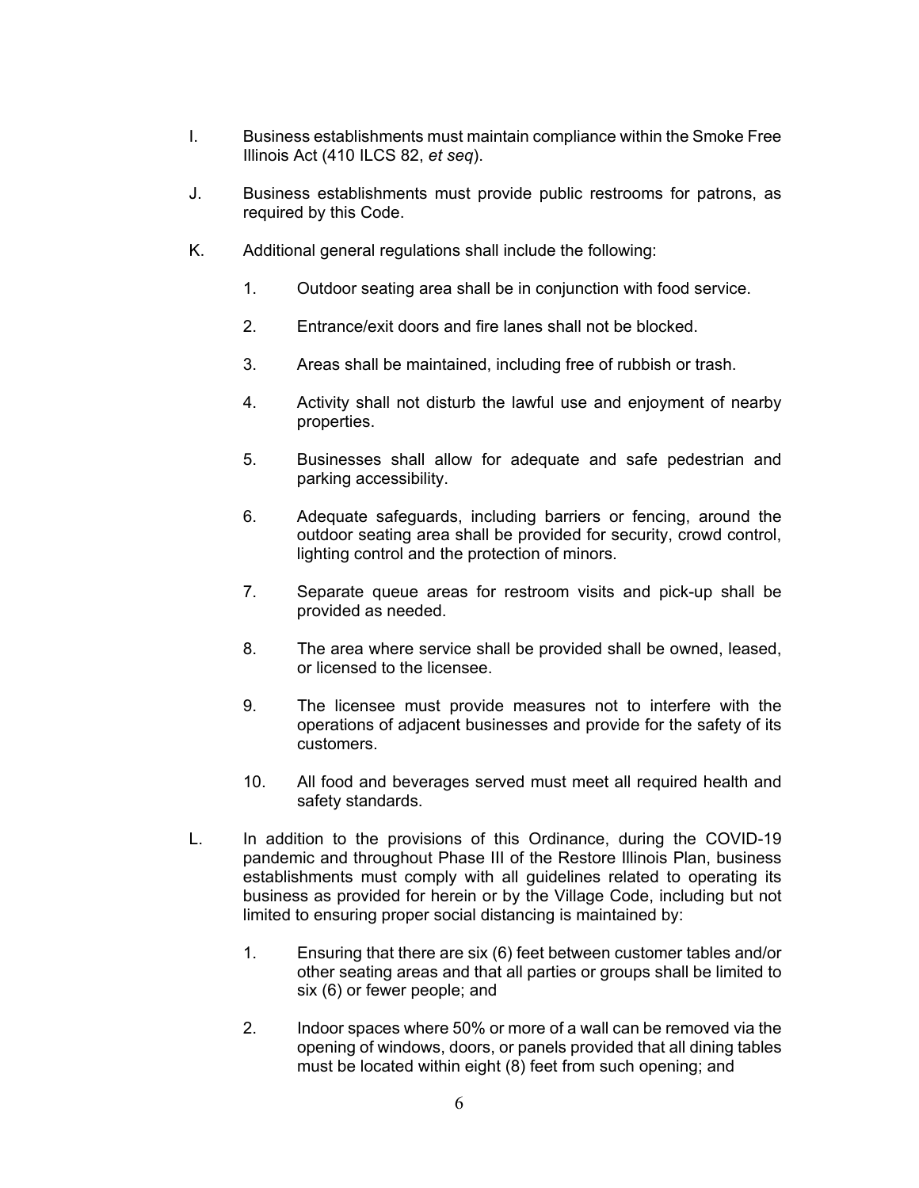I. Business establishments must maintain compliance within the Smoke Free Illinois Act (410 ILCS 82, *et seq*).

J. Business establishments must provide public restrooms for patrons, as required by this Code.

K. Additional general regulations shall include the following:

   1. Outdoor seating area shall be in conjunction with food service.

   2. Entrance/exit doors and fire lanes shall not be blocked.

   3. Areas shall be maintained, including free of rubbish or trash.

   4. Activity shall not disturb the lawful use and enjoyment of nearby properties.

   5. Businesses shall allow for adequate and safe pedestrian and parking accessibility.

   6. Adequate safeguards, including barriers or fencing, around the outdoor seating area shall be provided for security, crowd control, lighting control and the protection of minors.

   7. Separate queue areas for restroom visits and pick-up shall be provided as needed.

   8. The area where service shall be provided shall be owned, leased, or licensed to the licensee.

   9. The licensee must provide measures not to interfere with the operations of adjacent businesses and provide for the safety of its customers.

   10. All food and beverages served must meet all required health and safety standards.

L. In addition to the provisions of this Ordinance, during the COVID-19 pandemic and throughout Phase III of the Restore Illinois Plan, business establishments must comply with all guidelines related to operating its business as provided for herein or by the Village Code, including but not limited to ensuring proper social distancing is maintained by:

   1. Ensuring that there are six (6) feet between customer tables and/or other seating areas and that all parties or groups shall be limited to six (6) or fewer people; and

   2. Indoor spaces where 50% or more of a wall can be removed via the opening of windows, doors, or panels provided that all dining tables must be located within eight (8) feet from such opening; and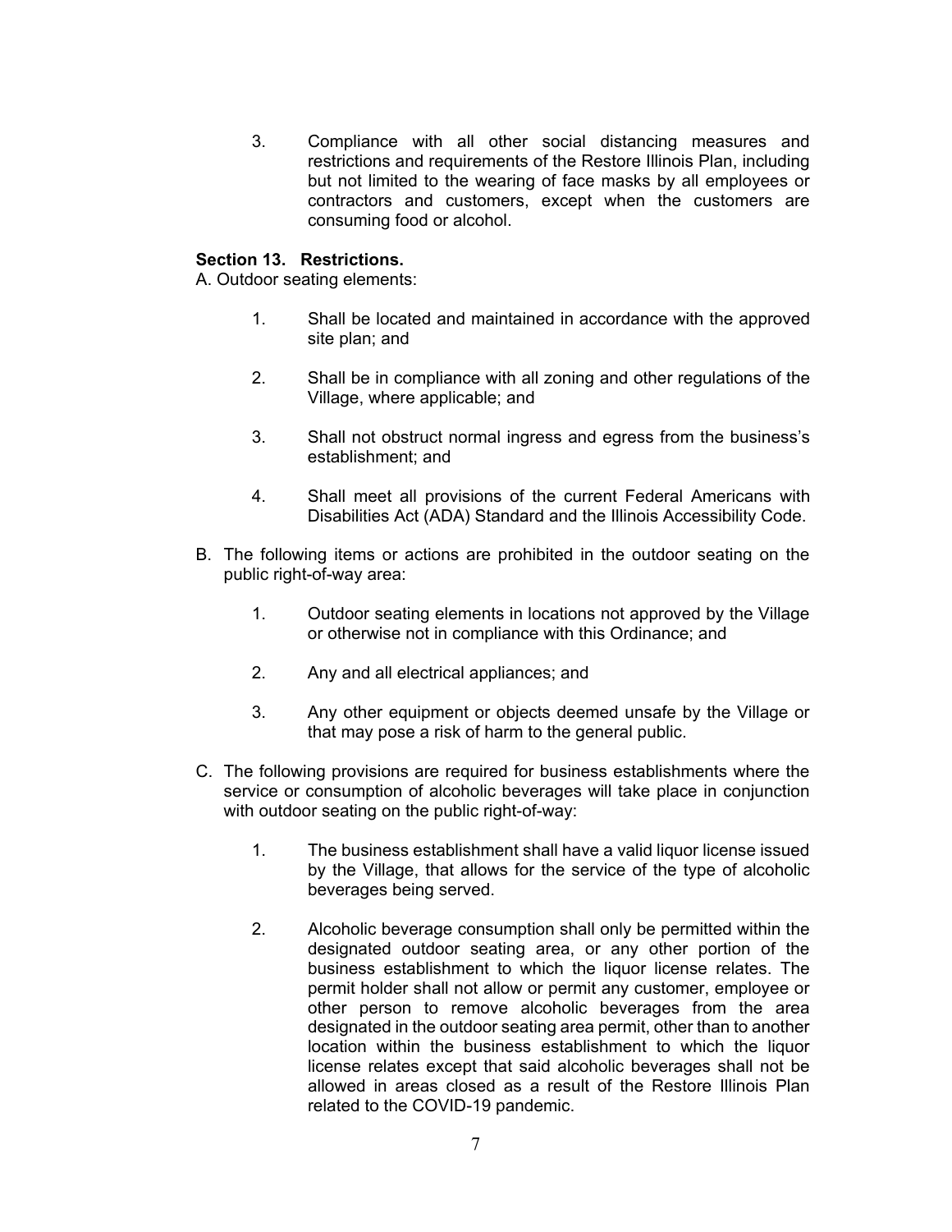3. Compliance with all other social distancing measures and restrictions and requirements of the Restore Illinois Plan, including but not limited to the wearing of face masks by all employees or contractors and customers, except when the customers are consuming food or alcohol.

**Section 13. Restrictions.**

A. Outdoor seating elements:

1. Shall be located and maintained in accordance with the approved site plan; and

2. Shall be in compliance with all zoning and other regulations of the Village, where applicable; and

3. Shall not obstruct normal ingress and egress from the business's establishment; and

4. Shall meet all provisions of the current Federal Americans with Disabilities Act (ADA) Standard and the Illinois Accessibility Code.

B. The following items or actions are prohibited in the outdoor seating on the public right-of-way area:

1. Outdoor seating elements in locations not approved by the Village or otherwise not in compliance with this Ordinance; and

2. Any and all electrical appliances; and

3. Any other equipment or objects deemed unsafe by the Village or that may pose a risk of harm to the general public.

C. The following provisions are required for business establishments where the service or consumption of alcoholic beverages will take place in conjunction with outdoor seating on the public right-of-way:

1. The business establishment shall have a valid liquor license issued by the Village, that allows for the service of the type of alcoholic beverages being served.

2. Alcoholic beverage consumption shall only be permitted within the designated outdoor seating area, or any other portion of the business establishment to which the liquor license relates. The permit holder shall not allow or permit any customer, employee or other person to remove alcoholic beverages from the area designated in the outdoor seating area permit, other than to another location within the business establishment to which the liquor license relates except that said alcoholic beverages shall not be allowed in areas closed as a result of the Restore Illinois Plan related to the COVID-19 pandemic.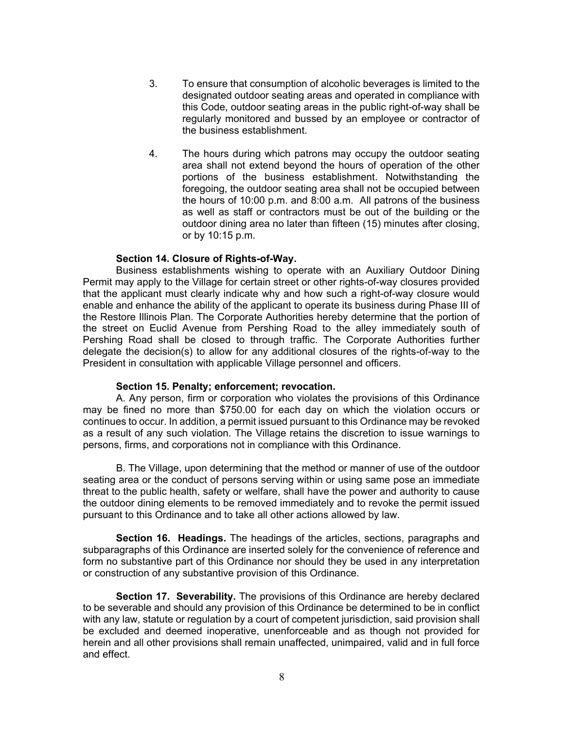3. To ensure that consumption of alcoholic beverages is limited to the designated outdoor seating areas and operated in compliance with this Code, outdoor seating areas in the public right-of-way shall be regularly monitored and bussed by an employee or contractor of the business establishment.

4. The hours during which patrons may occupy the outdoor seating area shall not extend beyond the hours of operation of the other portions of the business establishment. Notwithstanding the foregoing, the outdoor seating area shall not be occupied between the hours of 10:00 p.m. and 8:00 a.m. All patrons of the business as well as staff or contractors must be out of the building or the outdoor dining area no later than fifteen (15) minutes after closing, or by 10:15 p.m.

**Section 14. Closure of Rights-of-Way.**

Business establishments wishing to operate with an Auxiliary Outdoor Dining Permit may apply to the Village for certain street or other rights-of-way closures provided that the applicant must clearly indicate why and how such a right-of-way closure would enable and enhance the ability of the applicant to operate its business during Phase III of the Restore Illinois Plan. The Corporate Authorities hereby determine that the portion of the street on Euclid Avenue from Pershing Road to the alley immediately south of Pershing Road shall be closed to through traffic. The Corporate Authorities further delegate the decision(s) to allow for any additional closures of the rights-of-way to the President in consultation with applicable Village personnel and officers.

**Section 15. Penalty; enforcement; revocation.**

A. Any person, firm or corporation who violates the provisions of this Ordinance may be fined no more than $750.00 for each day on which the violation occurs or continues to occur. In addition, a permit issued pursuant to this Ordinance may be revoked as a result of any such violation. The Village retains the discretion to issue warnings to persons, firms, and corporations not in compliance with this Ordinance.

B. The Village, upon determining that the method or manner of use of the outdoor seating area or the conduct of persons serving within or using same pose an immediate threat to the public health, safety or welfare, shall have the power and authority to cause the outdoor dining elements to be removed immediately and to revoke the permit issued pursuant to this Ordinance and to take all other actions allowed by law.

**Section 16. Headings.** The headings of the articles, sections, paragraphs and subparagraphs of this Ordinance are inserted solely for the convenience of reference and form no substantive part of this Ordinance nor should they be used in any interpretation or construction of any substantive provision of this Ordinance.

**Section 17. Severability.** The provisions of this Ordinance are hereby declared to be severable and should any provision of this Ordinance be determined to be in conflict with any law, statute or regulation by a court of competent jurisdiction, said provision shall be excluded and deemed inoperative, unenforceable and as though not provided for herein and all other provisions shall remain unaffected, unimpaired, valid and in full force and effect.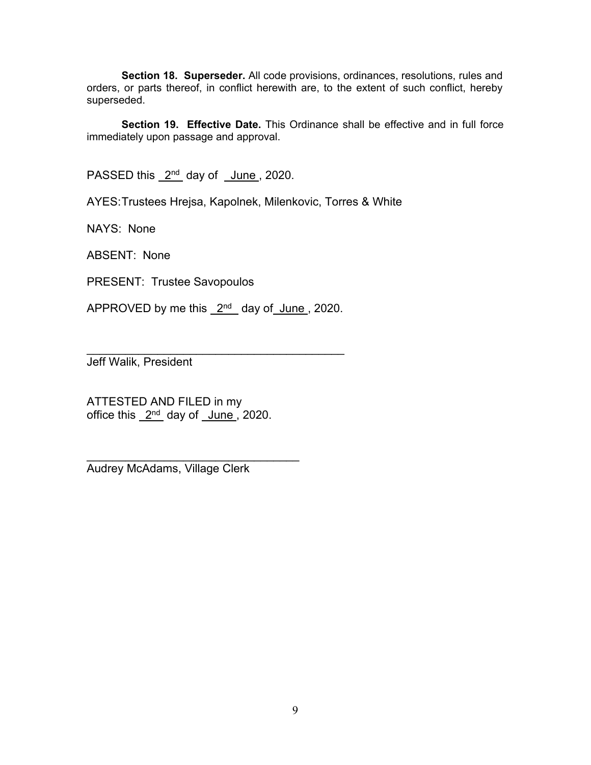**Section 18. Superseder.** All code provisions, ordinances, resolutions, rules and orders, or parts thereof, in conflict herewith are, to the extent of such conflict, hereby superseded.

**Section 19. Effective Date.** This Ordinance shall be effective and in full force immediately upon passage and approval.

PASSED this 2nd day of June, 2020.

AYES: Trustees Hrejsa, Kapolnek, Milenkovic, Torres & White

NAYS: None

ABSENT: None

PRESENT: Trustee Savopoulos

APPROVED by me this 2nd day of June, 2020.

\_\_\_\_\_\_\_\_\_\_\_\_\_\_\_\_\_\_\_\_\_\_\_\_\_\_\_\_\_\_\_\_\_\_\_\_\_\_\_\_

Jeff Walik, President

ATTESTED AND FILED in my office this 2nd day of June, 2020.

\_\_\_\_\_\_\_\_\_\_\_\_\_\_\_\_\_\_\_\_\_\_\_\_\_\_\_\_\_\_\_\_\_\_

Audrey McAdams, Village Clerk